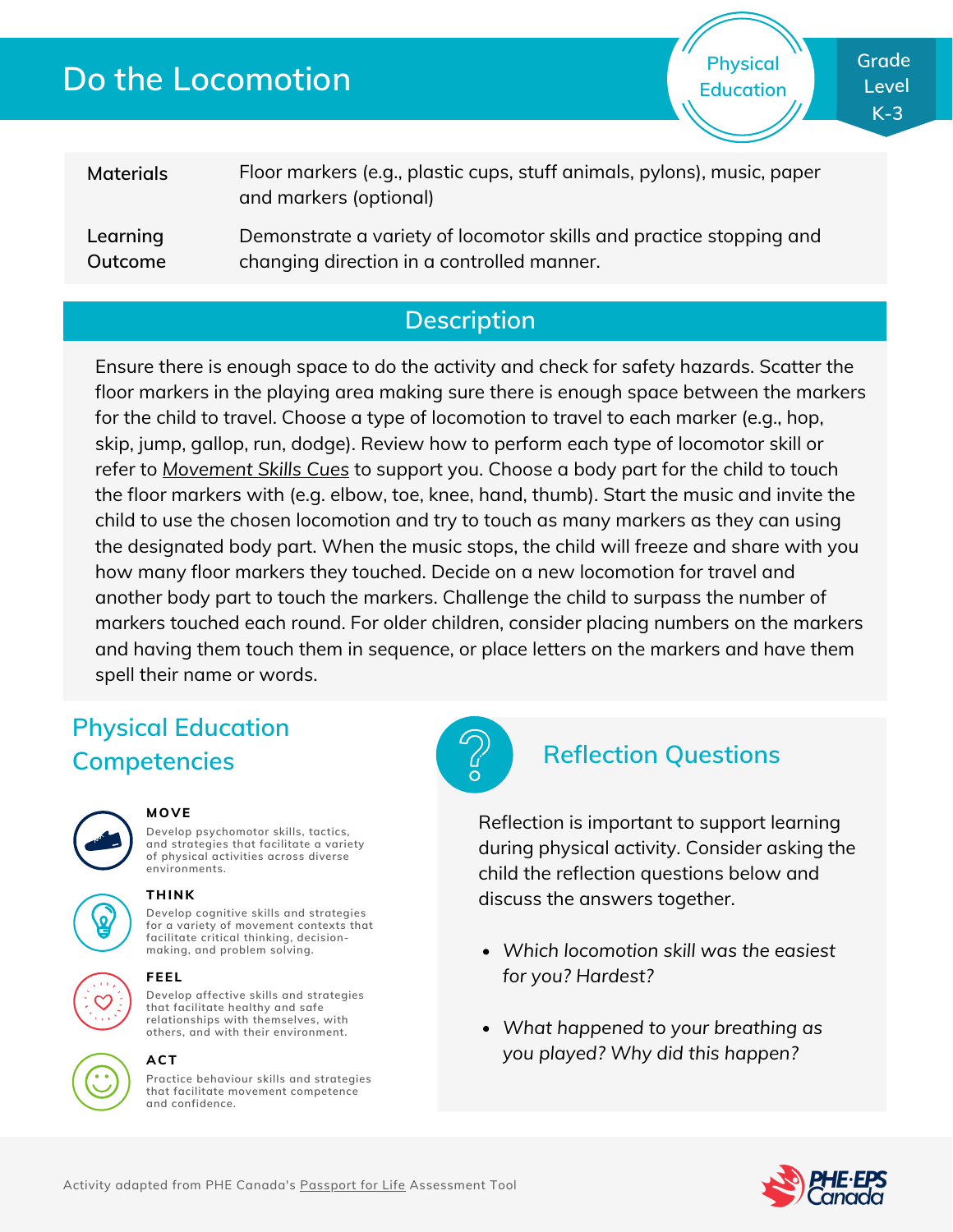# Do the Locomotion

Physical Education

Grade Level K-3

| Materials | Floor markers (e.g., plastic cups, stuff animals, pylons), music, paper and markers (optional) |
|---|---|
| Learning Outcome | Demonstrate a variety of locomotor skills and practice stopping and changing direction in a controlled manner. |

## Description

Ensure there is enough space to do the activity and check for safety hazards. Scatter the floor markers in the playing area making sure there is enough space between the markers for the child to travel. Choose a type of locomotion to travel to each marker (e.g., hop, skip, jump, gallop, run, dodge). Review how to perform each type of locomotor skill or refer to Movement Skills Cues to support you. Choose a body part for the child to touch the floor markers with (e.g. elbow, toe, knee, hand, thumb). Start the music and invite the child to use the chosen locomotion and try to touch as many markers as they can using the designated body part. When the music stops, the child will freeze and share with you how many floor markers they touched. Decide on a new locomotion for travel and another body part to touch the markers. Challenge the child to surpass the number of markers touched each round. For older children, consider placing numbers on the markers and having them touch them in sequence, or place letters on the markers and have them spell their name or words.

## Physical Education Competencies

**MOVE**
Develop psychomotor skills, tactics, and strategies that facilitate a variety of physical activities across diverse environments.

**THINK**
Develop cognitive skills and strategies for a variety of movement contexts that facilitate critical thinking, decision-making, and problem solving.

**FEEL**
Develop affective skills and strategies that facilitate healthy and safe relationships with themselves, with others, and with their environment.

**ACT**
Practice behaviour skills and strategies that facilitate movement competence and confidence.

## Reflection Questions

Reflection is important to support learning during physical activity. Consider asking the child the reflection questions below and discuss the answers together.

- *Which locomotion skill was the easiest for you? Hardest?*
- *What happened to your breathing as you played? Why did this happen?*

Activity adapted from PHE Canada's Passport for Life Assessment Tool

PHE·EPS Canada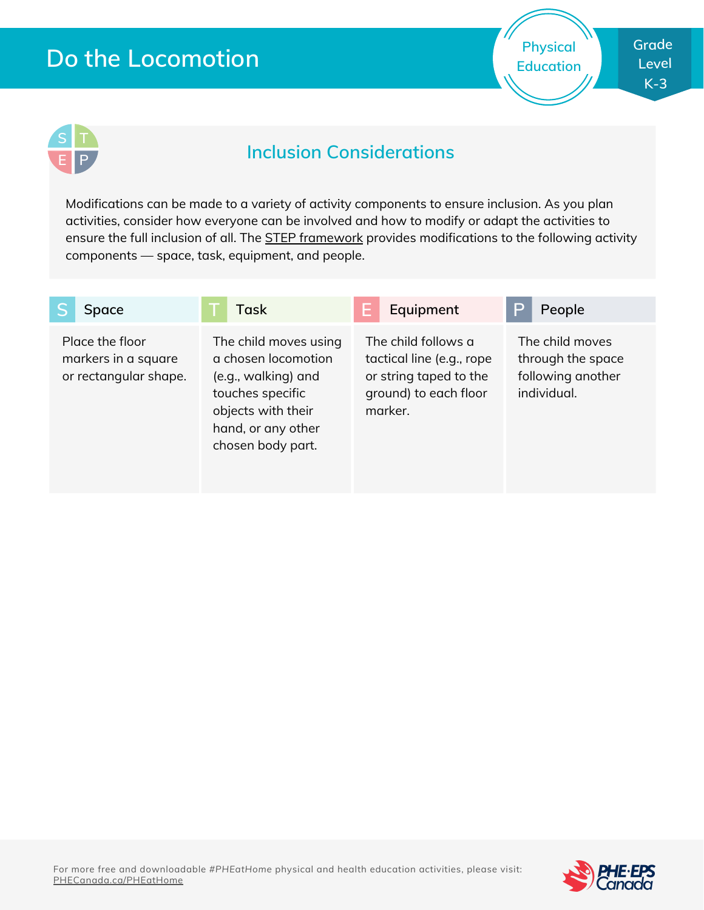# Do the Locomotion

Physical Education

Grade Level K-3

## Inclusion Considerations

Modifications can be made to a variety of activity components to ensure inclusion. As you plan activities, consider how everyone can be involved and how to modify or adapt the activities to ensure the full inclusion of all. The STEP framework provides modifications to the following activity components — space, task, equipment, and people.

| S Space | T Task | E Equipment | P People |
|---|---|---|---|
| Place the floor markers in a square or rectangular shape. | The child moves using a chosen locomotion (e.g., walking) and touches specific objects with their hand, or any other chosen body part. | The child follows a tactical line (e.g., rope or string taped to the ground) to each floor marker. | The child moves through the space following another individual. |

For more free and downloadable *#PHEatHome* physical and health education activities, please visit: PHECanada.ca/PHEatHome